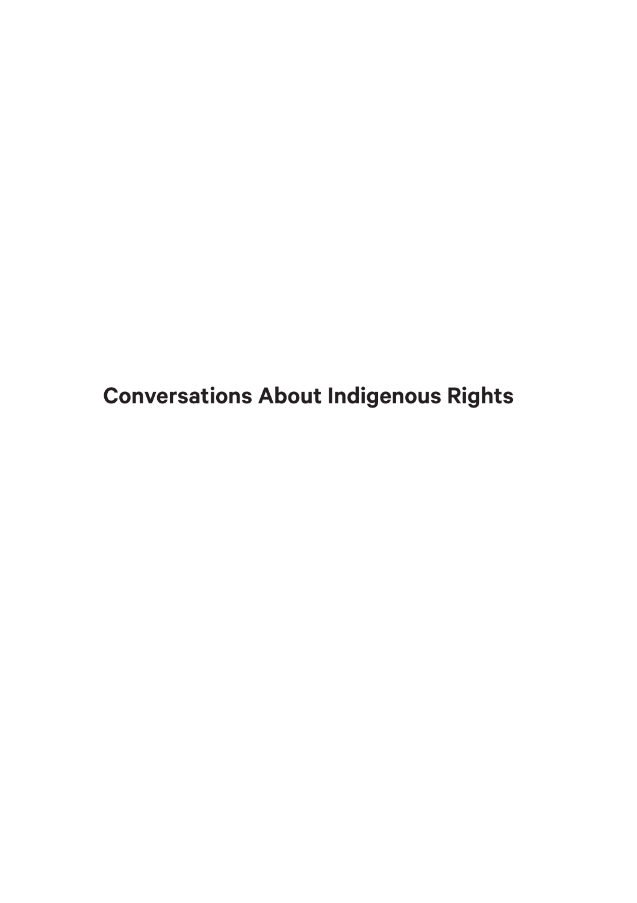# Conversations About Indigenous Rights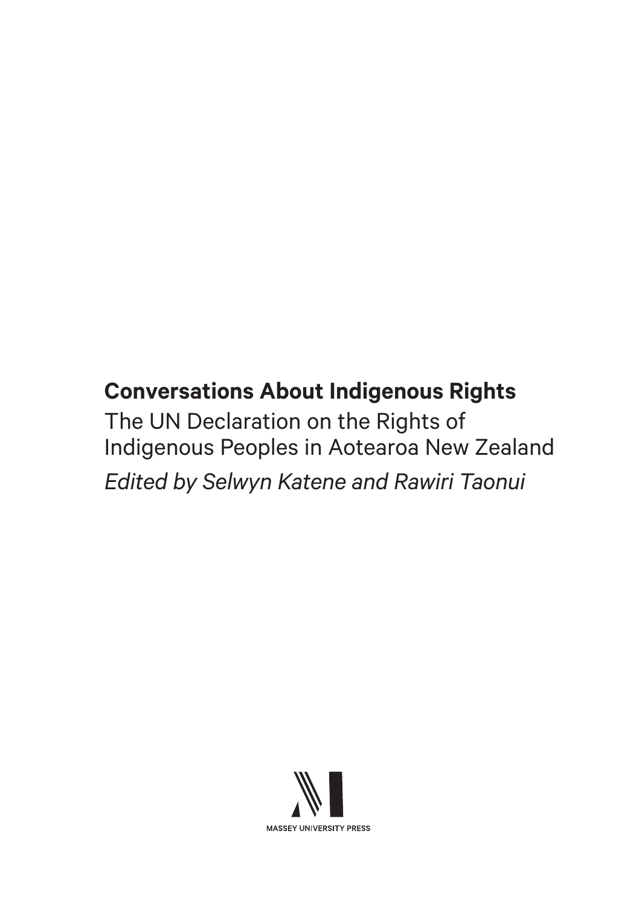# Conversations About Indigenous Rights

The UN Declaration on the Rights of Indigenous Peoples in Aotearoa New Zealand

*Edited by Selwyn Katene and Rawiri Taonui*

MASSEY UNIVERSITY PRESS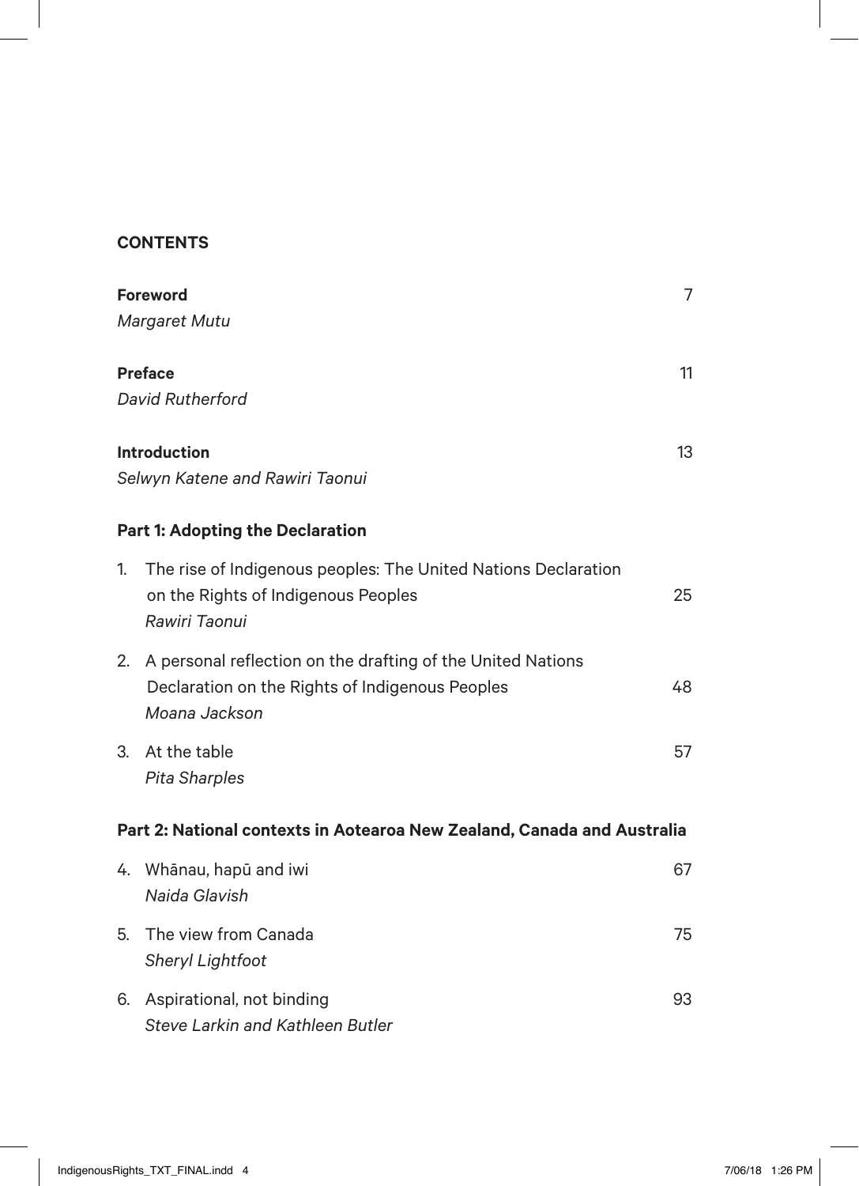## CONTENTS

**Foreword** 7
*Margaret Mutu*

**Preface** 11
*David Rutherford*

**Introduction** 13
*Selwyn Katene and Rawiri Taonui*

### Part 1: Adopting the Declaration

1. The rise of Indigenous peoples: The United Nations Declaration on the Rights of Indigenous Peoples 25
   *Rawiri Taonui*

2. A personal reflection on the drafting of the United Nations Declaration on the Rights of Indigenous Peoples 48
   *Moana Jackson*

3. At the table 57
   *Pita Sharples*

### Part 2: National contexts in Aotearoa New Zealand, Canada and Australia

4. Whānau, hapū and iwi 67
   *Naida Glavish*

5. The view from Canada 75
   *Sheryl Lightfoot*

6. Aspirational, not binding 93
   *Steve Larkin and Kathleen Butler*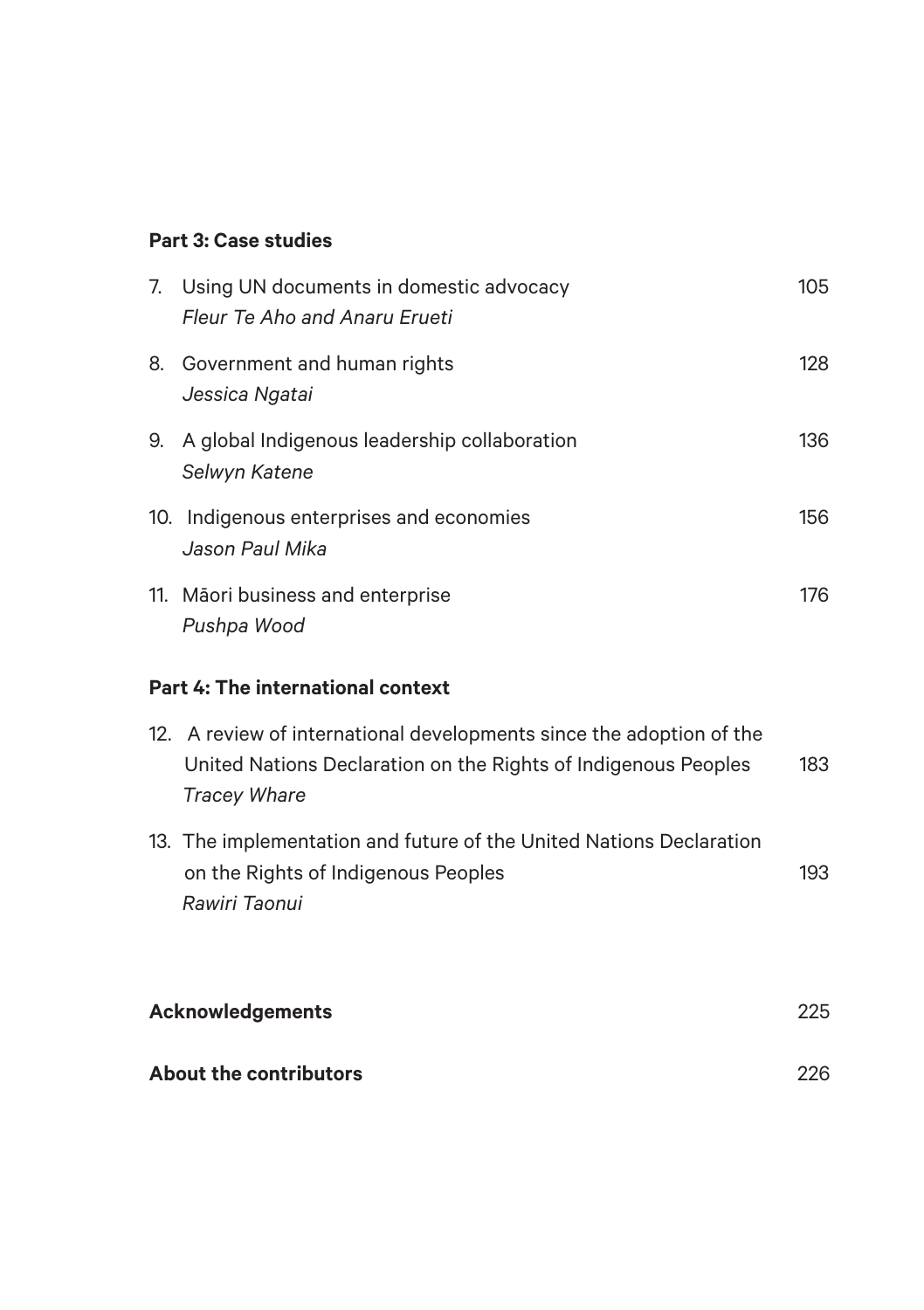**Part 3: Case studies**

7. Using UN documents in domestic advocacy 105
   *Fleur Te Aho and Anaru Erueti*

8. Government and human rights 128
   *Jessica Ngatai*

9. A global Indigenous leadership collaboration 136
   *Selwyn Katene*

10. Indigenous enterprises and economies 156
    *Jason Paul Mika*

11. Māori business and enterprise 176
    *Pushpa Wood*

**Part 4: The international context**

12. A review of international developments since the adoption of the United Nations Declaration on the Rights of Indigenous Peoples 183
    *Tracey Whare*

13. The implementation and future of the United Nations Declaration on the Rights of Indigenous Peoples 193
    *Rawiri Taonui*

**Acknowledgements** 225

**About the contributors** 226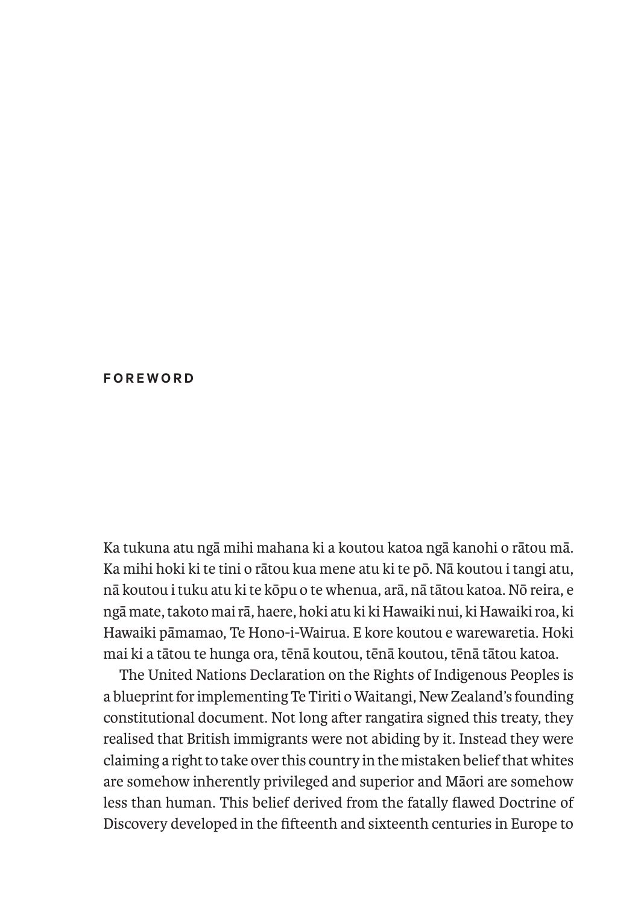## FOREWORD

Ka tukuna atu ngā mihi mahana ki a koutou katoa ngā kanohi o rātou mā. Ka mihi hoki ki te tini o rātou kua mene atu ki te pō. Nā koutou i tangi atu, nā koutou i tuku atu ki te kōpu o te whenua, arā, nā tātou katoa. Nō reira, e ngā mate, takoto mai rā, haere, hoki atu ki ki Hawaiki nui, ki Hawaiki roa, ki Hawaiki pāmamao, Te Hono-i-Wairua. E kore koutou e warewaretia. Hoki mai ki a tātou te hunga ora, tēnā koutou, tēnā koutou, tēnā tātou katoa.

The United Nations Declaration on the Rights of Indigenous Peoples is a blueprint for implementing Te Tiriti o Waitangi, New Zealand's founding constitutional document. Not long after rangatira signed this treaty, they realised that British immigrants were not abiding by it. Instead they were claiming a right to take over this country in the mistaken belief that whites are somehow inherently privileged and superior and Māori are somehow less than human. This belief derived from the fatally flawed Doctrine of Discovery developed in the fifteenth and sixteenth centuries in Europe to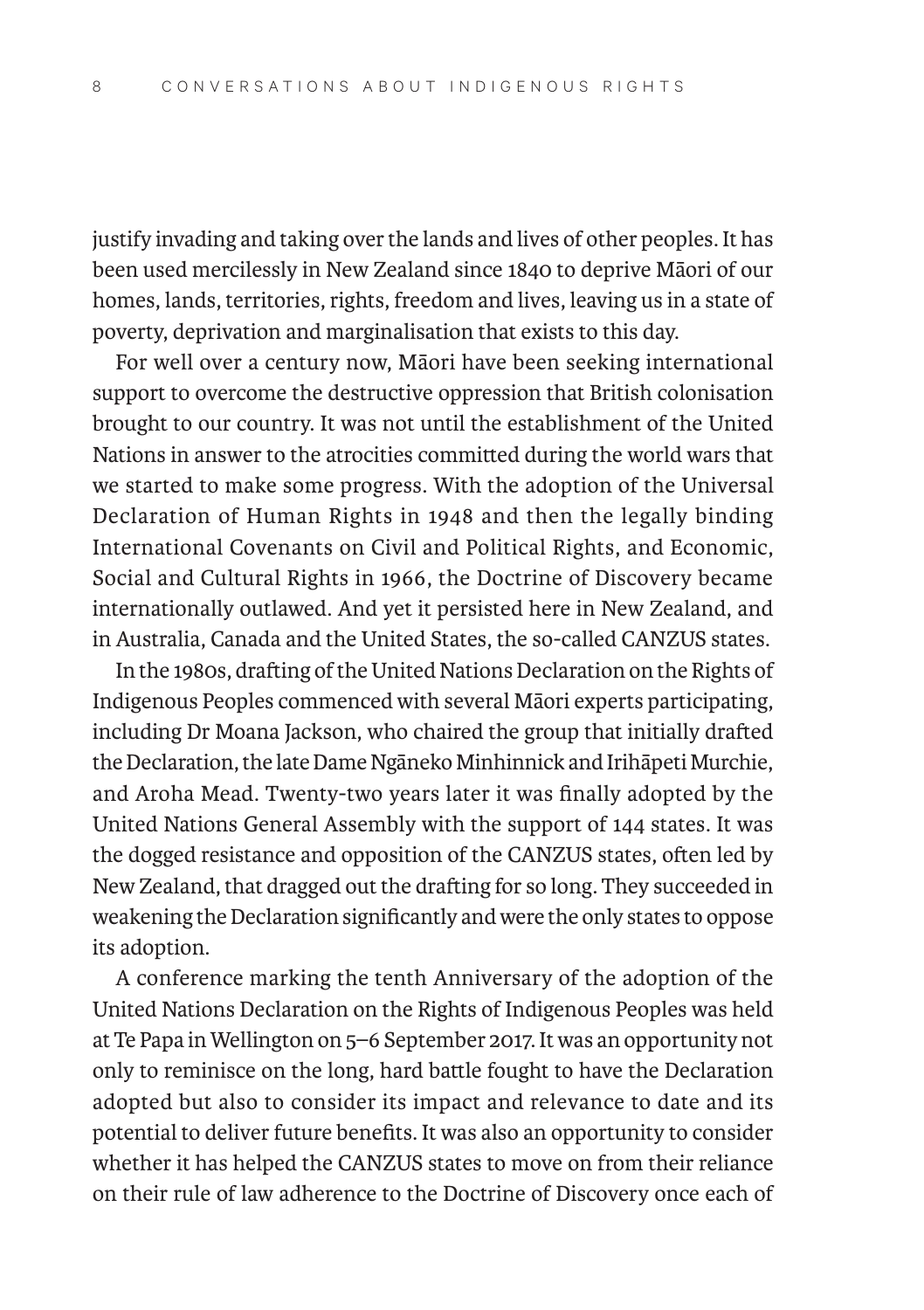justify invading and taking over the lands and lives of other peoples. It has been used mercilessly in New Zealand since 1840 to deprive Māori of our homes, lands, territories, rights, freedom and lives, leaving us in a state of poverty, deprivation and marginalisation that exists to this day.

For well over a century now, Māori have been seeking international support to overcome the destructive oppression that British colonisation brought to our country. It was not until the establishment of the United Nations in answer to the atrocities committed during the world wars that we started to make some progress. With the adoption of the Universal Declaration of Human Rights in 1948 and then the legally binding International Covenants on Civil and Political Rights, and Economic, Social and Cultural Rights in 1966, the Doctrine of Discovery became internationally outlawed. And yet it persisted here in New Zealand, and in Australia, Canada and the United States, the so-called CANZUS states.

In the 1980s, drafting of the United Nations Declaration on the Rights of Indigenous Peoples commenced with several Māori experts participating, including Dr Moana Jackson, who chaired the group that initially drafted the Declaration, the late Dame Ngāneko Minhinnick and Irihāpeti Murchie, and Aroha Mead. Twenty-two years later it was finally adopted by the United Nations General Assembly with the support of 144 states. It was the dogged resistance and opposition of the CANZUS states, often led by New Zealand, that dragged out the drafting for so long. They succeeded in weakening the Declaration significantly and were the only states to oppose its adoption.

A conference marking the tenth Anniversary of the adoption of the United Nations Declaration on the Rights of Indigenous Peoples was held at Te Papa in Wellington on 5–6 September 2017. It was an opportunity not only to reminisce on the long, hard battle fought to have the Declaration adopted but also to consider its impact and relevance to date and its potential to deliver future benefits. It was also an opportunity to consider whether it has helped the CANZUS states to move on from their reliance on their rule of law adherence to the Doctrine of Discovery once each of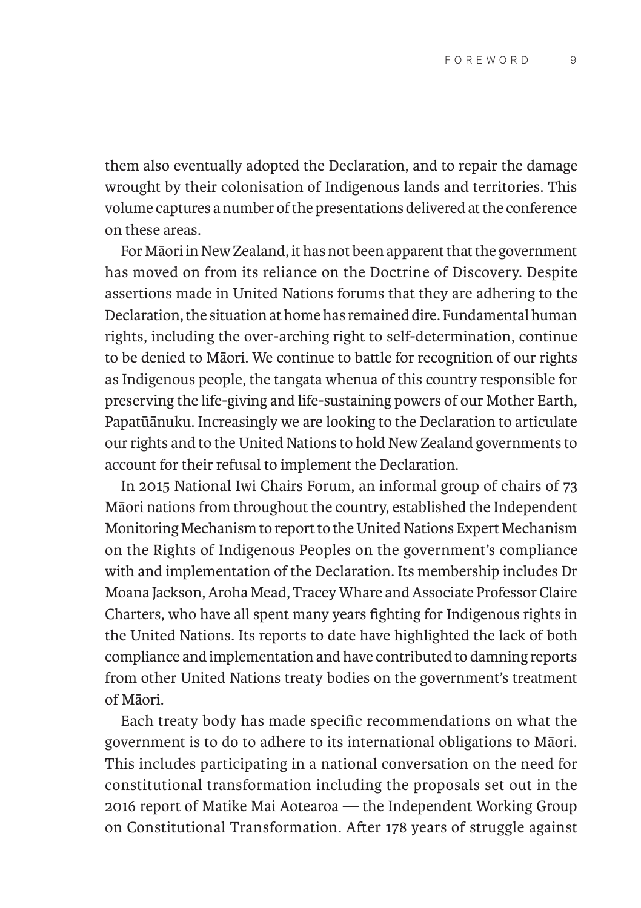them also eventually adopted the Declaration, and to repair the damage wrought by their colonisation of Indigenous lands and territories. This volume captures a number of the presentations delivered at the conference on these areas.

For Māori in New Zealand, it has not been apparent that the government has moved on from its reliance on the Doctrine of Discovery. Despite assertions made in United Nations forums that they are adhering to the Declaration, the situation at home has remained dire. Fundamental human rights, including the over-arching right to self-determination, continue to be denied to Māori. We continue to battle for recognition of our rights as Indigenous people, the tangata whenua of this country responsible for preserving the life-giving and life-sustaining powers of our Mother Earth, Papatūānuku. Increasingly we are looking to the Declaration to articulate our rights and to the United Nations to hold New Zealand governments to account for their refusal to implement the Declaration.

In 2015 National Iwi Chairs Forum, an informal group of chairs of 73 Māori nations from throughout the country, established the Independent Monitoring Mechanism to report to the United Nations Expert Mechanism on the Rights of Indigenous Peoples on the government's compliance with and implementation of the Declaration. Its membership includes Dr Moana Jackson, Aroha Mead, Tracey Whare and Associate Professor Claire Charters, who have all spent many years fighting for Indigenous rights in the United Nations. Its reports to date have highlighted the lack of both compliance and implementation and have contributed to damning reports from other United Nations treaty bodies on the government's treatment of Māori.

Each treaty body has made specific recommendations on what the government is to do to adhere to its international obligations to Māori. This includes participating in a national conversation on the need for constitutional transformation including the proposals set out in the 2016 report of Matike Mai Aotearoa — the Independent Working Group on Constitutional Transformation. After 178 years of struggle against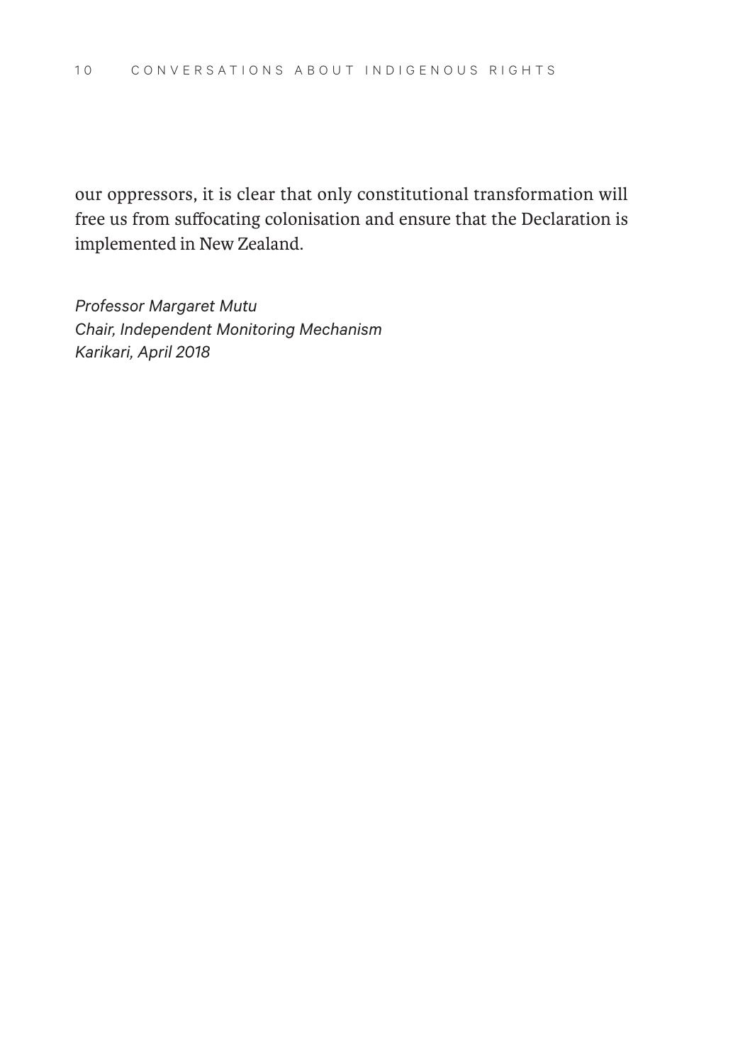our oppressors, it is clear that only constitutional transformation will free us from suffocating colonisation and ensure that the Declaration is implemented in New Zealand.

*Professor Margaret Mutu*
*Chair, Independent Monitoring Mechanism*
*Karikari, April 2018*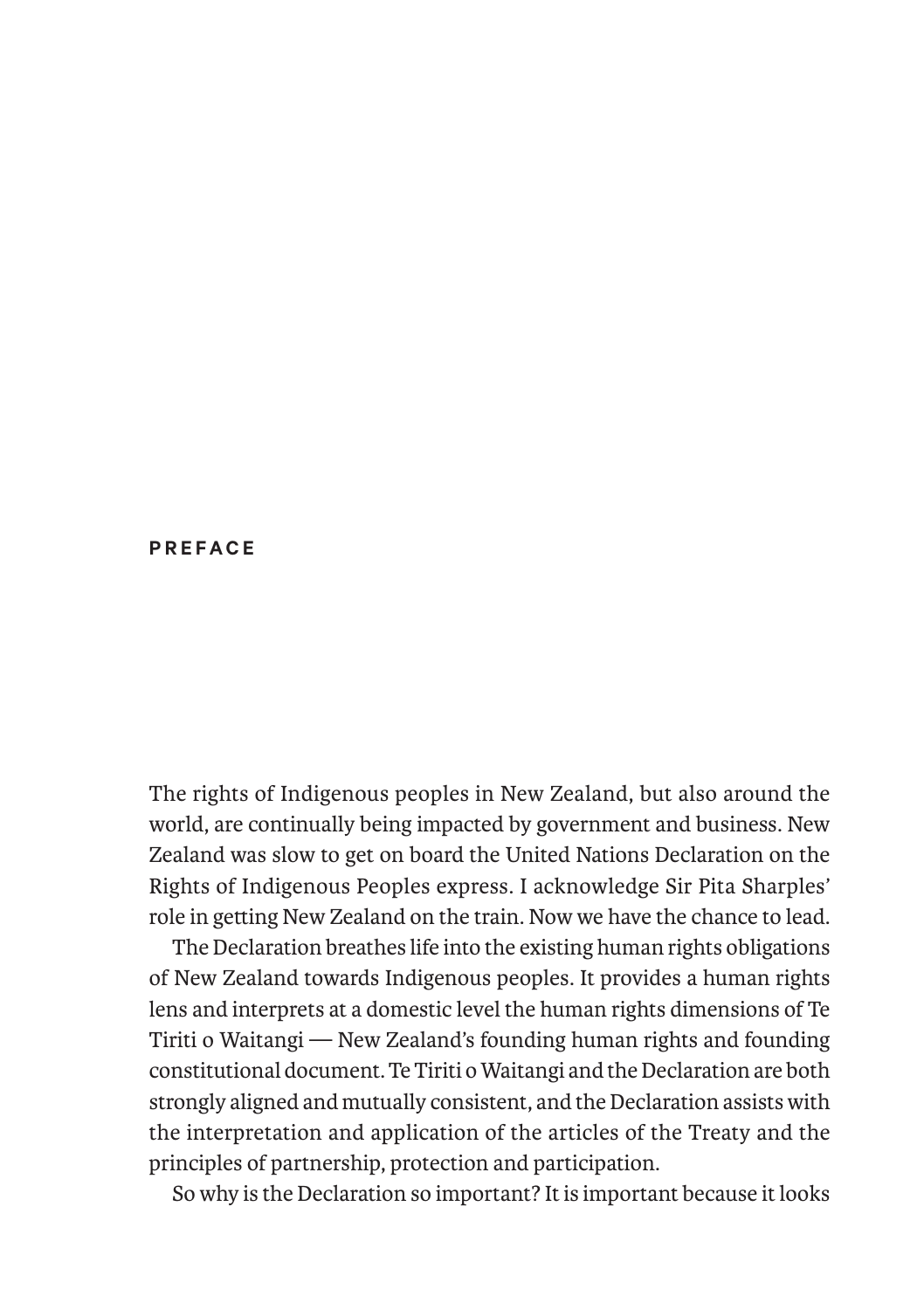# PREFACE

The rights of Indigenous peoples in New Zealand, but also around the world, are continually being impacted by government and business. New Zealand was slow to get on board the United Nations Declaration on the Rights of Indigenous Peoples express. I acknowledge Sir Pita Sharples' role in getting New Zealand on the train. Now we have the chance to lead.

The Declaration breathes life into the existing human rights obligations of New Zealand towards Indigenous peoples. It provides a human rights lens and interprets at a domestic level the human rights dimensions of Te Tiriti o Waitangi — New Zealand's founding human rights and founding constitutional document. Te Tiriti o Waitangi and the Declaration are both strongly aligned and mutually consistent, and the Declaration assists with the interpretation and application of the articles of the Treaty and the principles of partnership, protection and participation.

So why is the Declaration so important? It is important because it looks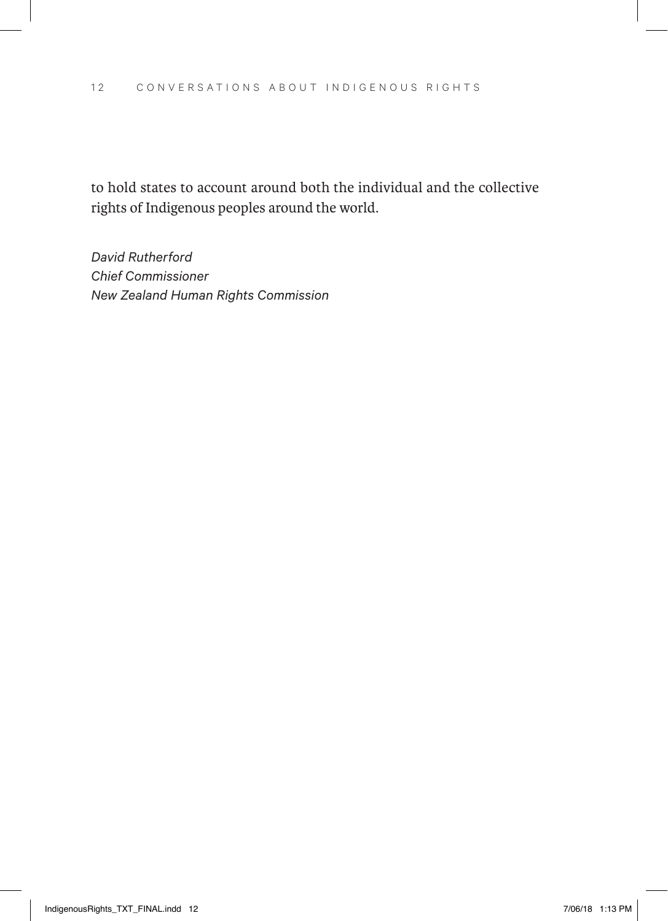to hold states to account around both the individual and the collective rights of Indigenous peoples around the world.

*David Rutherford*
*Chief Commissioner*
*New Zealand Human Rights Commission*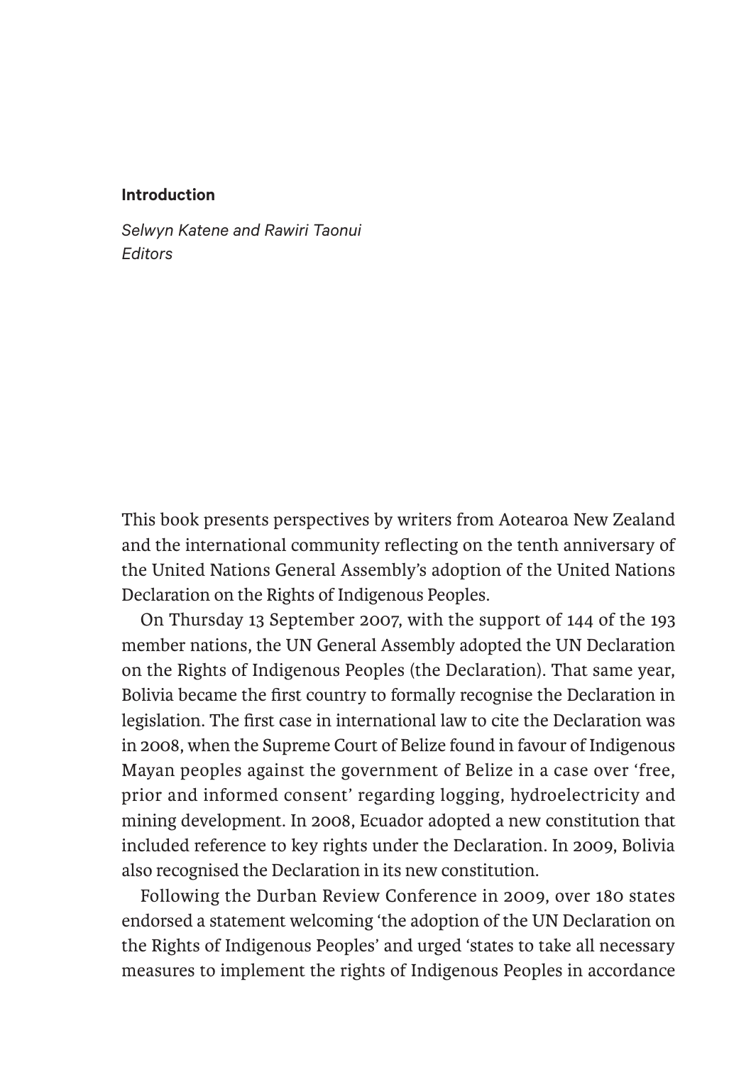## Introduction

*Selwyn Katene and Rawiri Taonui*
*Editors*

This book presents perspectives by writers from Aotearoa New Zealand and the international community reflecting on the tenth anniversary of the United Nations General Assembly's adoption of the United Nations Declaration on the Rights of Indigenous Peoples.

On Thursday 13 September 2007, with the support of 144 of the 193 member nations, the UN General Assembly adopted the UN Declaration on the Rights of Indigenous Peoples (the Declaration). That same year, Bolivia became the first country to formally recognise the Declaration in legislation. The first case in international law to cite the Declaration was in 2008, when the Supreme Court of Belize found in favour of Indigenous Mayan peoples against the government of Belize in a case over 'free, prior and informed consent' regarding logging, hydroelectricity and mining development. In 2008, Ecuador adopted a new constitution that included reference to key rights under the Declaration. In 2009, Bolivia also recognised the Declaration in its new constitution.

Following the Durban Review Conference in 2009, over 180 states endorsed a statement welcoming 'the adoption of the UN Declaration on the Rights of Indigenous Peoples' and urged 'states to take all necessary measures to implement the rights of Indigenous Peoples in accordance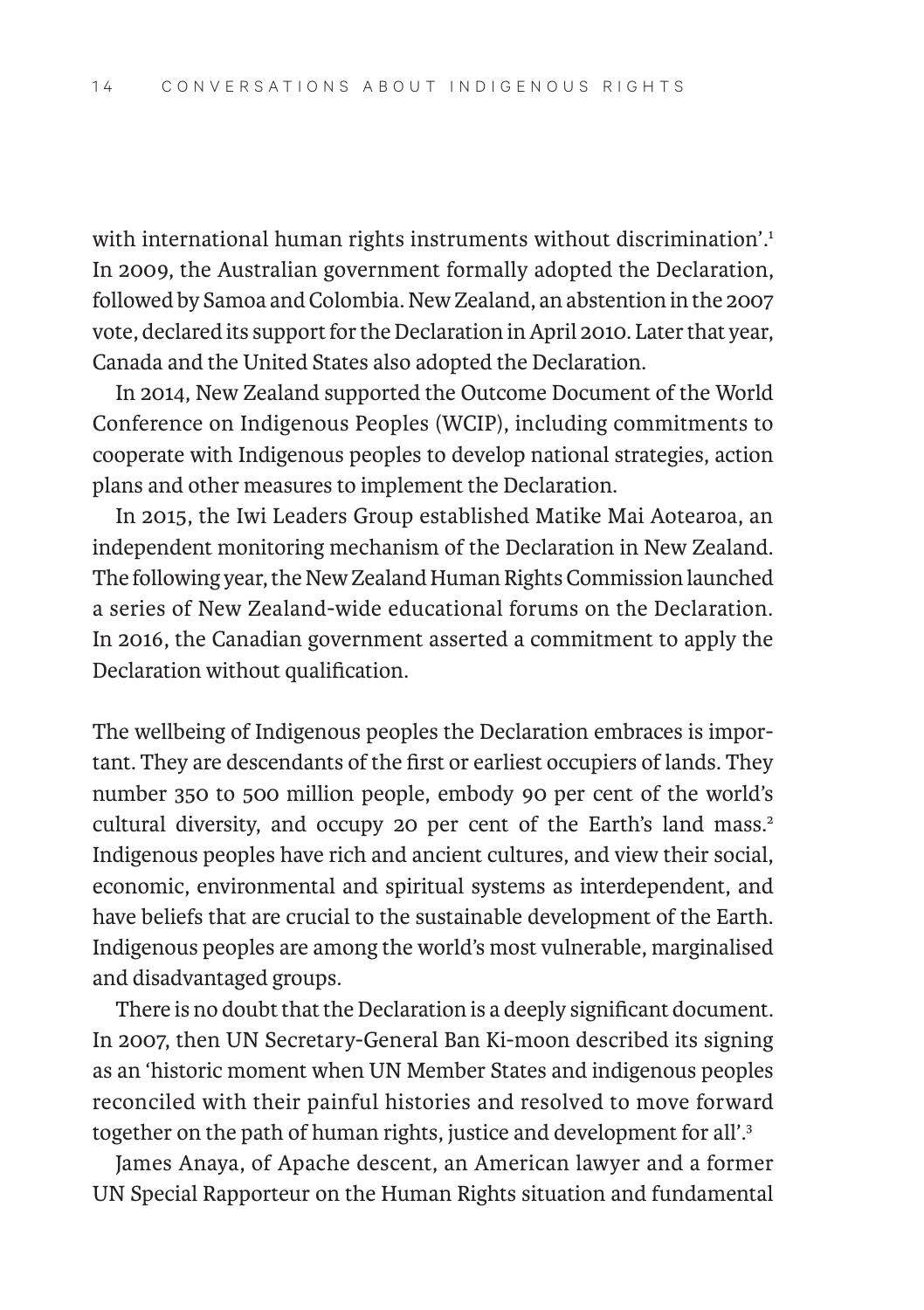with international human rights instruments without discrimination'.[1] In 2009, the Australian government formally adopted the Declaration, followed by Samoa and Colombia. New Zealand, an abstention in the 2007 vote, declared its support for the Declaration in April 2010. Later that year, Canada and the United States also adopted the Declaration.

In 2014, New Zealand supported the Outcome Document of the World Conference on Indigenous Peoples (WCIP), including commitments to cooperate with Indigenous peoples to develop national strategies, action plans and other measures to implement the Declaration.

In 2015, the Iwi Leaders Group established Matike Mai Aotearoa, an independent monitoring mechanism of the Declaration in New Zealand. The following year, the New Zealand Human Rights Commission launched a series of New Zealand-wide educational forums on the Declaration. In 2016, the Canadian government asserted a commitment to apply the Declaration without qualification.

The wellbeing of Indigenous peoples the Declaration embraces is important. They are descendants of the first or earliest occupiers of lands. They number 350 to 500 million people, embody 90 per cent of the world's cultural diversity, and occupy 20 per cent of the Earth's land mass.[2] Indigenous peoples have rich and ancient cultures, and view their social, economic, environmental and spiritual systems as interdependent, and have beliefs that are crucial to the sustainable development of the Earth. Indigenous peoples are among the world's most vulnerable, marginalised and disadvantaged groups.

There is no doubt that the Declaration is a deeply significant document. In 2007, then UN Secretary-General Ban Ki-moon described its signing as an 'historic moment when UN Member States and indigenous peoples reconciled with their painful histories and resolved to move forward together on the path of human rights, justice and development for all'.[3]

James Anaya, of Apache descent, an American lawyer and a former UN Special Rapporteur on the Human Rights situation and fundamental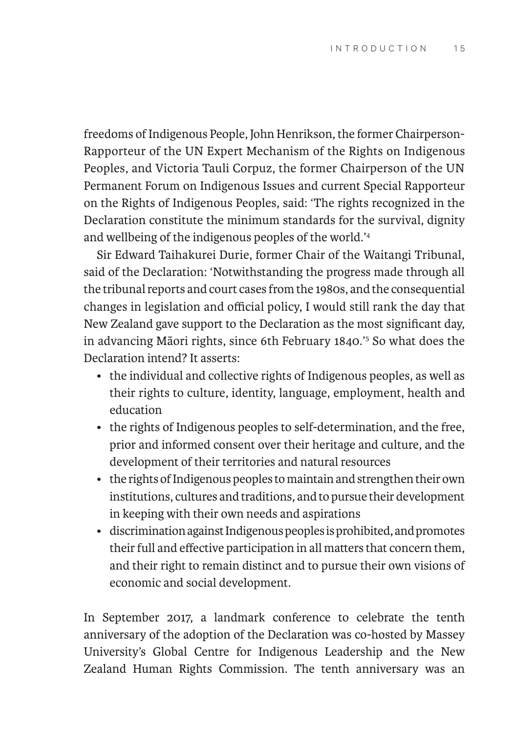freedoms of Indigenous People, John Henrikson, the former Chairperson-Rapporteur of the UN Expert Mechanism of the Rights on Indigenous Peoples, and Victoria Tauli Corpuz, the former Chairperson of the UN Permanent Forum on Indigenous Issues and current Special Rapporteur on the Rights of Indigenous Peoples, said: 'The rights recognized in the Declaration constitute the minimum standards for the survival, dignity and wellbeing of the indigenous peoples of the world.'[4]

Sir Edward Taihakurei Durie, former Chair of the Waitangi Tribunal, said of the Declaration: 'Notwithstanding the progress made through all the tribunal reports and court cases from the 1980s, and the consequential changes in legislation and official policy, I would still rank the day that New Zealand gave support to the Declaration as the most significant day, in advancing Māori rights, since 6th February 1840.'[5] So what does the Declaration intend? It asserts:

- the individual and collective rights of Indigenous peoples, as well as their rights to culture, identity, language, employment, health and education
- the rights of Indigenous peoples to self-determination, and the free, prior and informed consent over their heritage and culture, and the development of their territories and natural resources
- the rights of Indigenous peoples to maintain and strengthen their own institutions, cultures and traditions, and to pursue their development in keeping with their own needs and aspirations
- discrimination against Indigenous peoples is prohibited, and promotes their full and effective participation in all matters that concern them, and their right to remain distinct and to pursue their own visions of economic and social development.

In September 2017, a landmark conference to celebrate the tenth anniversary of the adoption of the Declaration was co-hosted by Massey University's Global Centre for Indigenous Leadership and the New Zealand Human Rights Commission. The tenth anniversary was an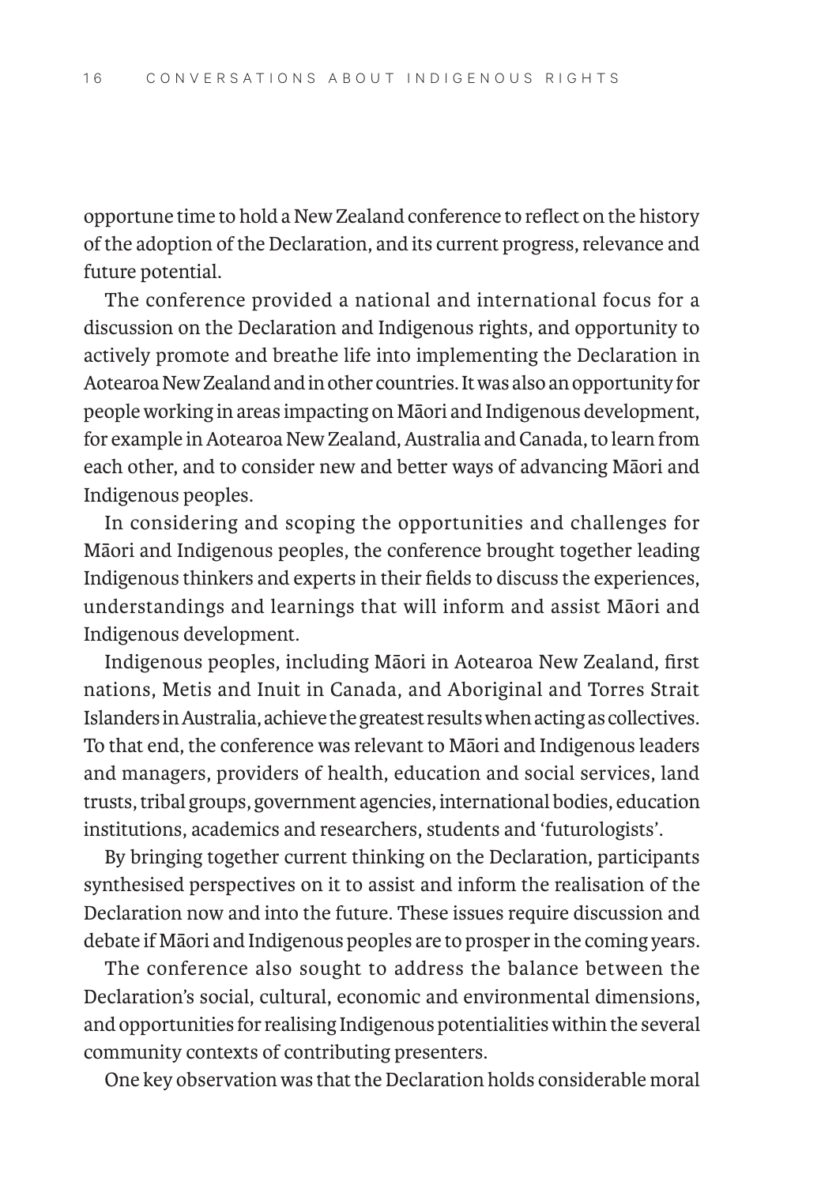opportune time to hold a New Zealand conference to reflect on the history of the adoption of the Declaration, and its current progress, relevance and future potential.

The conference provided a national and international focus for a discussion on the Declaration and Indigenous rights, and opportunity to actively promote and breathe life into implementing the Declaration in Aotearoa New Zealand and in other countries. It was also an opportunity for people working in areas impacting on Māori and Indigenous development, for example in Aotearoa New Zealand, Australia and Canada, to learn from each other, and to consider new and better ways of advancing Māori and Indigenous peoples.

In considering and scoping the opportunities and challenges for Māori and Indigenous peoples, the conference brought together leading Indigenous thinkers and experts in their fields to discuss the experiences, understandings and learnings that will inform and assist Māori and Indigenous development.

Indigenous peoples, including Māori in Aotearoa New Zealand, first nations, Metis and Inuit in Canada, and Aboriginal and Torres Strait Islanders in Australia, achieve the greatest results when acting as collectives. To that end, the conference was relevant to Māori and Indigenous leaders and managers, providers of health, education and social services, land trusts, tribal groups, government agencies, international bodies, education institutions, academics and researchers, students and 'futurologists'.

By bringing together current thinking on the Declaration, participants synthesised perspectives on it to assist and inform the realisation of the Declaration now and into the future. These issues require discussion and debate if Māori and Indigenous peoples are to prosper in the coming years.

The conference also sought to address the balance between the Declaration's social, cultural, economic and environmental dimensions, and opportunities for realising Indigenous potentialities within the several community contexts of contributing presenters.

One key observation was that the Declaration holds considerable moral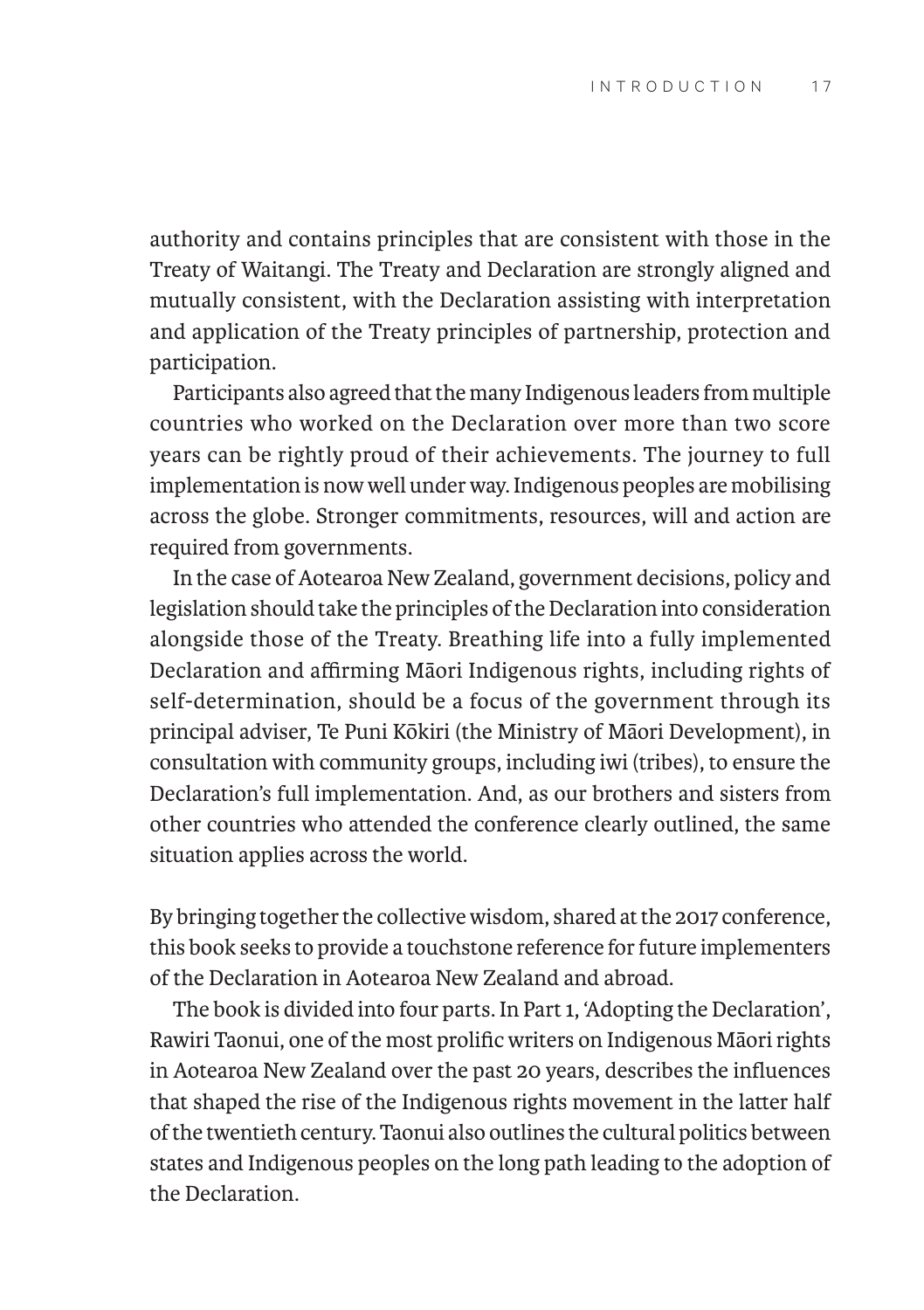authority and contains principles that are consistent with those in the Treaty of Waitangi. The Treaty and Declaration are strongly aligned and mutually consistent, with the Declaration assisting with interpretation and application of the Treaty principles of partnership, protection and participation.

Participants also agreed that the many Indigenous leaders from multiple countries who worked on the Declaration over more than two score years can be rightly proud of their achievements. The journey to full implementation is now well under way. Indigenous peoples are mobilising across the globe. Stronger commitments, resources, will and action are required from governments.

In the case of Aotearoa New Zealand, government decisions, policy and legislation should take the principles of the Declaration into consideration alongside those of the Treaty. Breathing life into a fully implemented Declaration and affirming Māori Indigenous rights, including rights of self-determination, should be a focus of the government through its principal adviser, Te Puni Kōkiri (the Ministry of Māori Development), in consultation with community groups, including iwi (tribes), to ensure the Declaration's full implementation. And, as our brothers and sisters from other countries who attended the conference clearly outlined, the same situation applies across the world.

By bringing together the collective wisdom, shared at the 2017 conference, this book seeks to provide a touchstone reference for future implementers of the Declaration in Aotearoa New Zealand and abroad.

The book is divided into four parts. In Part 1, 'Adopting the Declaration', Rawiri Taonui, one of the most prolific writers on Indigenous Māori rights in Aotearoa New Zealand over the past 20 years, describes the influences that shaped the rise of the Indigenous rights movement in the latter half of the twentieth century. Taonui also outlines the cultural politics between states and Indigenous peoples on the long path leading to the adoption of the Declaration.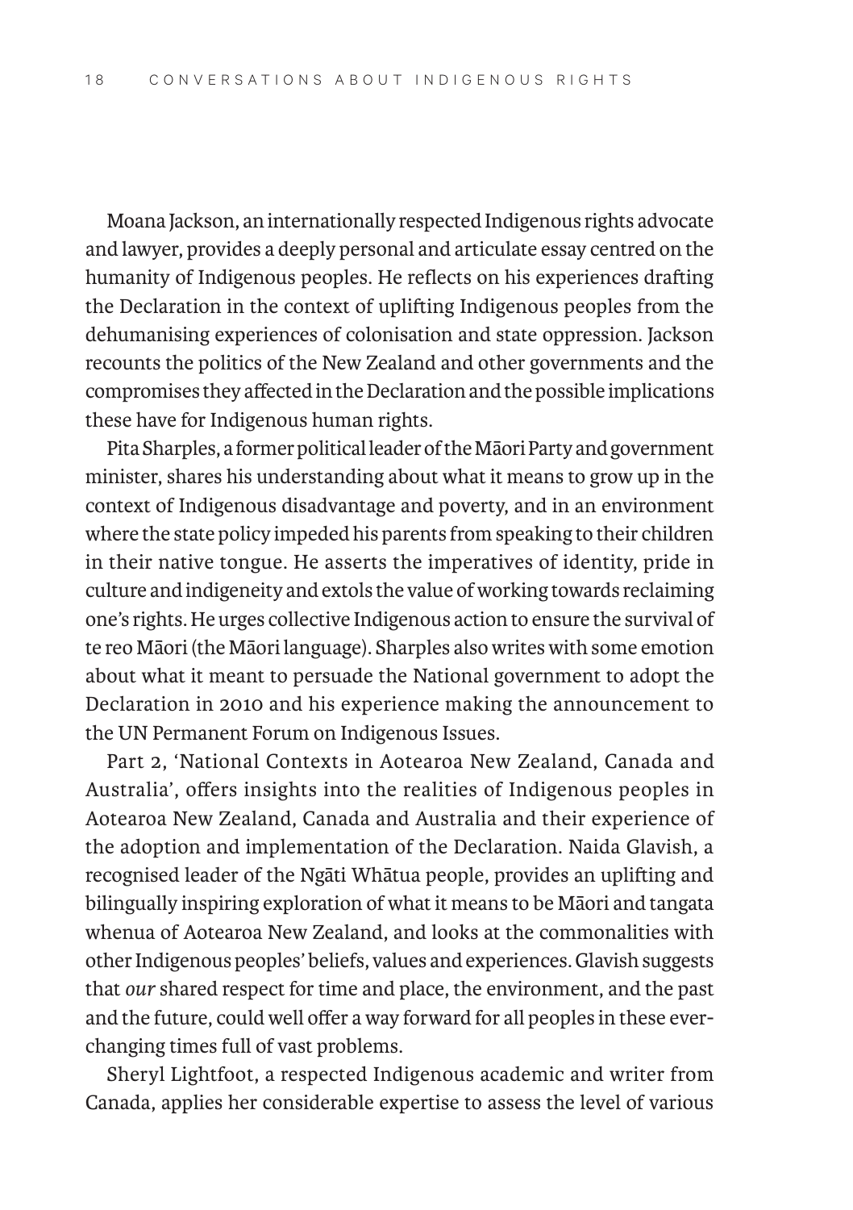Moana Jackson, an internationally respected Indigenous rights advocate and lawyer, provides a deeply personal and articulate essay centred on the humanity of Indigenous peoples. He reflects on his experiences drafting the Declaration in the context of uplifting Indigenous peoples from the dehumanising experiences of colonisation and state oppression. Jackson recounts the politics of the New Zealand and other governments and the compromises they affected in the Declaration and the possible implications these have for Indigenous human rights.

Pita Sharples, a former political leader of the Māori Party and government minister, shares his understanding about what it means to grow up in the context of Indigenous disadvantage and poverty, and in an environment where the state policy impeded his parents from speaking to their children in their native tongue. He asserts the imperatives of identity, pride in culture and indigeneity and extols the value of working towards reclaiming one's rights. He urges collective Indigenous action to ensure the survival of te reo Māori (the Māori language). Sharples also writes with some emotion about what it meant to persuade the National government to adopt the Declaration in 2010 and his experience making the announcement to the UN Permanent Forum on Indigenous Issues.

Part 2, 'National Contexts in Aotearoa New Zealand, Canada and Australia', offers insights into the realities of Indigenous peoples in Aotearoa New Zealand, Canada and Australia and their experience of the adoption and implementation of the Declaration. Naida Glavish, a recognised leader of the Ngāti Whātua people, provides an uplifting and bilingually inspiring exploration of what it means to be Māori and tangata whenua of Aotearoa New Zealand, and looks at the commonalities with other Indigenous peoples' beliefs, values and experiences. Glavish suggests that *our* shared respect for time and place, the environment, and the past and the future, could well offer a way forward for all peoples in these ever-changing times full of vast problems.

Sheryl Lightfoot, a respected Indigenous academic and writer from Canada, applies her considerable expertise to assess the level of various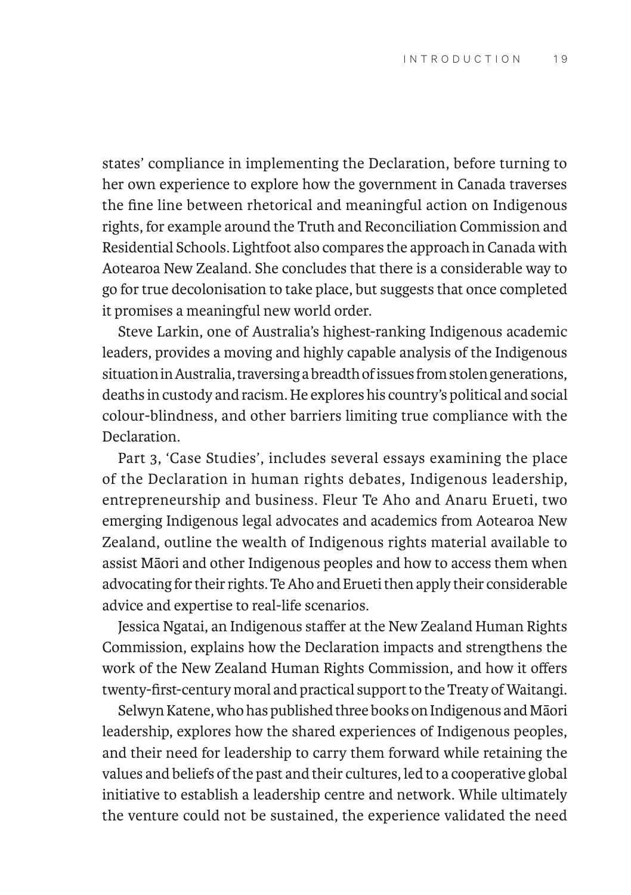states' compliance in implementing the Declaration, before turning to her own experience to explore how the government in Canada traverses the fine line between rhetorical and meaningful action on Indigenous rights, for example around the Truth and Reconciliation Commission and Residential Schools. Lightfoot also compares the approach in Canada with Aotearoa New Zealand. She concludes that there is a considerable way to go for true decolonisation to take place, but suggests that once completed it promises a meaningful new world order.

Steve Larkin, one of Australia's highest-ranking Indigenous academic leaders, provides a moving and highly capable analysis of the Indigenous situation in Australia, traversing a breadth of issues from stolen generations, deaths in custody and racism. He explores his country's political and social colour-blindness, and other barriers limiting true compliance with the Declaration.

Part 3, 'Case Studies', includes several essays examining the place of the Declaration in human rights debates, Indigenous leadership, entrepreneurship and business. Fleur Te Aho and Anaru Erueti, two emerging Indigenous legal advocates and academics from Aotearoa New Zealand, outline the wealth of Indigenous rights material available to assist Māori and other Indigenous peoples and how to access them when advocating for their rights. Te Aho and Erueti then apply their considerable advice and expertise to real-life scenarios.

Jessica Ngatai, an Indigenous staffer at the New Zealand Human Rights Commission, explains how the Declaration impacts and strengthens the work of the New Zealand Human Rights Commission, and how it offers twenty-first-century moral and practical support to the Treaty of Waitangi.

Selwyn Katene, who has published three books on Indigenous and Māori leadership, explores how the shared experiences of Indigenous peoples, and their need for leadership to carry them forward while retaining the values and beliefs of the past and their cultures, led to a cooperative global initiative to establish a leadership centre and network. While ultimately the venture could not be sustained, the experience validated the need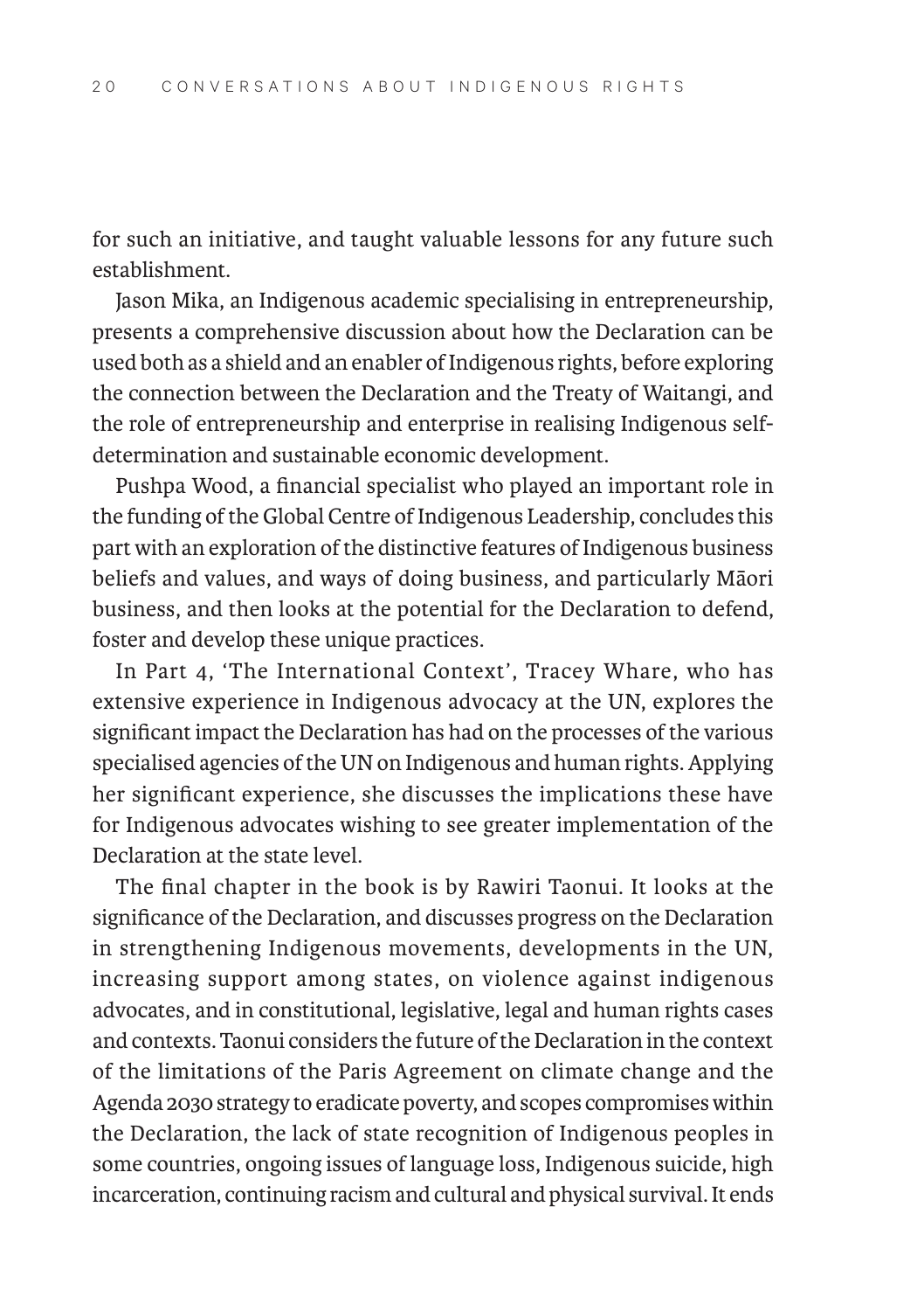for such an initiative, and taught valuable lessons for any future such establishment.

Jason Mika, an Indigenous academic specialising in entrepreneurship, presents a comprehensive discussion about how the Declaration can be used both as a shield and an enabler of Indigenous rights, before exploring the connection between the Declaration and the Treaty of Waitangi, and the role of entrepreneurship and enterprise in realising Indigenous self-determination and sustainable economic development.

Pushpa Wood, a financial specialist who played an important role in the funding of the Global Centre of Indigenous Leadership, concludes this part with an exploration of the distinctive features of Indigenous business beliefs and values, and ways of doing business, and particularly Māori business, and then looks at the potential for the Declaration to defend, foster and develop these unique practices.

In Part 4, 'The International Context', Tracey Whare, who has extensive experience in Indigenous advocacy at the UN, explores the significant impact the Declaration has had on the processes of the various specialised agencies of the UN on Indigenous and human rights. Applying her significant experience, she discusses the implications these have for Indigenous advocates wishing to see greater implementation of the Declaration at the state level.

The final chapter in the book is by Rawiri Taonui. It looks at the significance of the Declaration, and discusses progress on the Declaration in strengthening Indigenous movements, developments in the UN, increasing support among states, on violence against indigenous advocates, and in constitutional, legislative, legal and human rights cases and contexts. Taonui considers the future of the Declaration in the context of the limitations of the Paris Agreement on climate change and the Agenda 2030 strategy to eradicate poverty, and scopes compromises within the Declaration, the lack of state recognition of Indigenous peoples in some countries, ongoing issues of language loss, Indigenous suicide, high incarceration, continuing racism and cultural and physical survival. It ends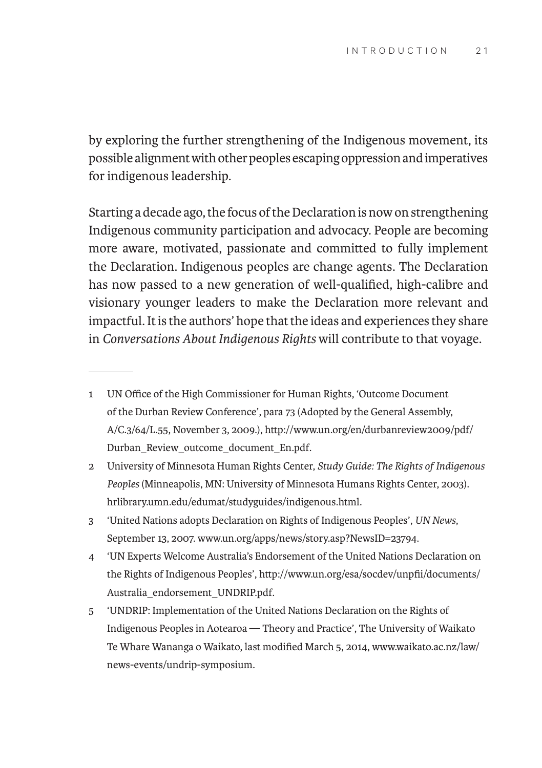by exploring the further strengthening of the Indigenous movement, its possible alignment with other peoples escaping oppression and imperatives for indigenous leadership.

Starting a decade ago, the focus of the Declaration is now on strengthening Indigenous community participation and advocacy. People are becoming more aware, motivated, passionate and committed to fully implement the Declaration. Indigenous peoples are change agents. The Declaration has now passed to a new generation of well-qualified, high-calibre and visionary younger leaders to make the Declaration more relevant and impactful. It is the authors' hope that the ideas and experiences they share in *Conversations About Indigenous Rights* will contribute to that voyage.

---

1 UN Office of the High Commissioner for Human Rights, 'Outcome Document of the Durban Review Conference', para 73 (Adopted by the General Assembly, A/C.3/64/L.55, November 3, 2009.), http://www.un.org/en/durbanreview2009/pdf/Durban_Review_outcome_document_En.pdf.

2 University of Minnesota Human Rights Center, *Study Guide: The Rights of Indigenous Peoples* (Minneapolis, MN: University of Minnesota Humans Rights Center, 2003). hrlibrary.umn.edu/edumat/studyguides/indigenous.html.

3 'United Nations adopts Declaration on Rights of Indigenous Peoples', *UN News*, September 13, 2007. www.un.org/apps/news/story.asp?NewsID=23794.

4 'UN Experts Welcome Australia's Endorsement of the United Nations Declaration on the Rights of Indigenous Peoples', http://www.un.org/esa/socdev/unpfii/documents/Australia_endorsement_UNDRIP.pdf.

5 'UNDRIP: Implementation of the United Nations Declaration on the Rights of Indigenous Peoples in Aotearoa — Theory and Practice', The University of Waikato Te Whare Wananga o Waikato, last modified March 5, 2014, www.waikato.ac.nz/law/news-events/undrip-symposium.